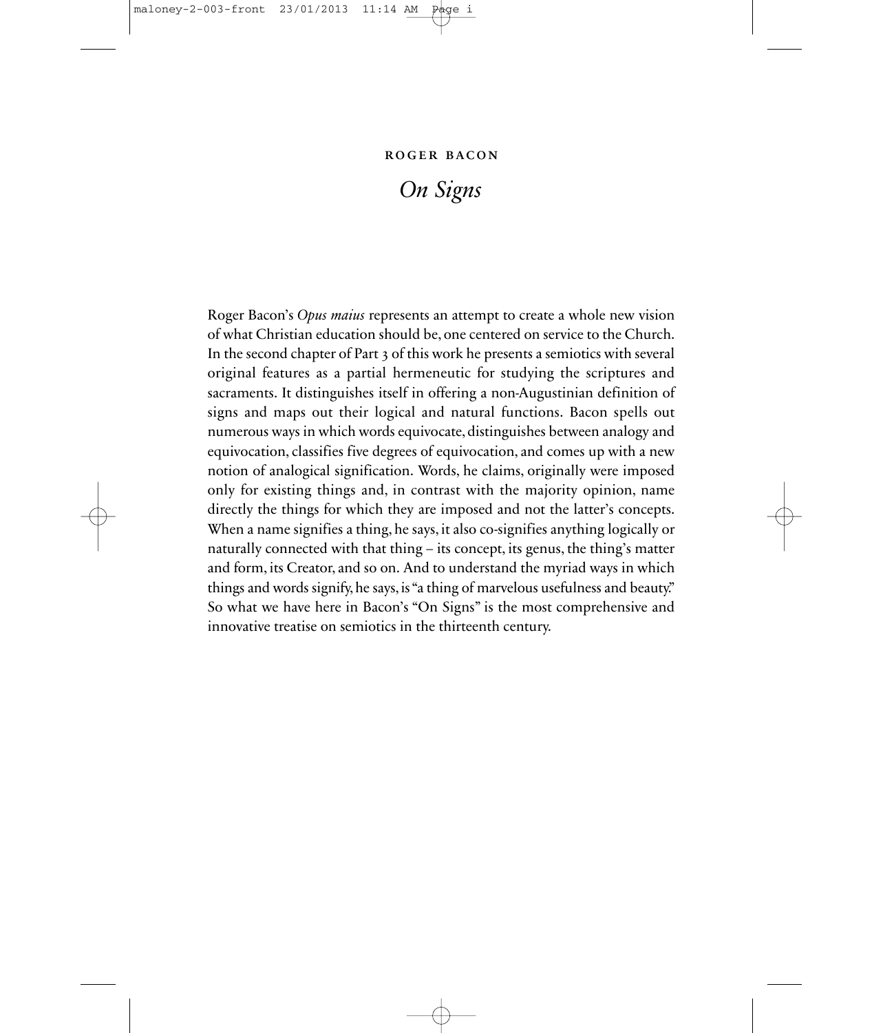**ROGER BACON**

# *On Signs*

Roger Bacon's *Opus maius* represents an attempt to create a whole new vision of what Christian education should be, one centered on service to the Church. In the second chapter of Part 3 of this work he presents a semiotics with several original features as a partial hermeneutic for studying the scriptures and sacraments. It distinguishes itself in offering a non-Augustinian definition of signs and maps out their logical and natural functions. Bacon spells out numerous ways in which words equivocate, distinguishes between analogy and equivocation, classifies five degrees of equivocation, and comes up with a new notion of analogical signification. Words, he claims, originally were imposed only for existing things and, in contrast with the majority opinion, name directly the things for which they are imposed and not the latter's concepts. When a name signifies a thing, he says, it also co-signifies anything logically or naturally connected with that thing – its concept, its genus, the thing's matter and form, its Creator, and so on. And to understand the myriad ways in which things and words signify, he says, is "a thing of marvelous usefulness and beauty." So what we have here in Bacon's "On Signs" is the most comprehensive and innovative treatise on semiotics in the thirteenth century.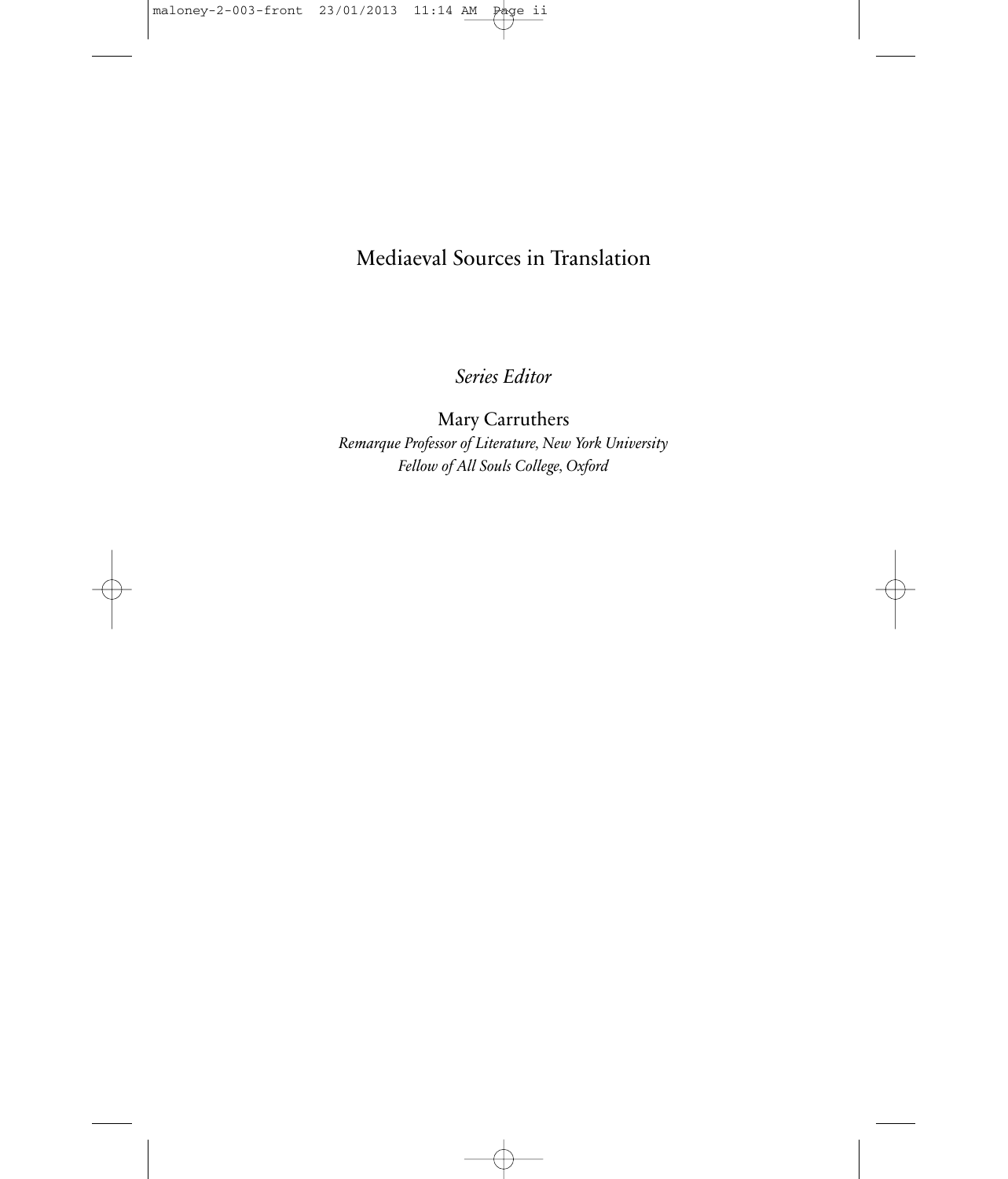# Mediaeval Sources in Translation

*Series Editor*

Mary Carruthers

*Remarque Professor of Literature, New York University*

*Fellow of All Souls College, Oxford*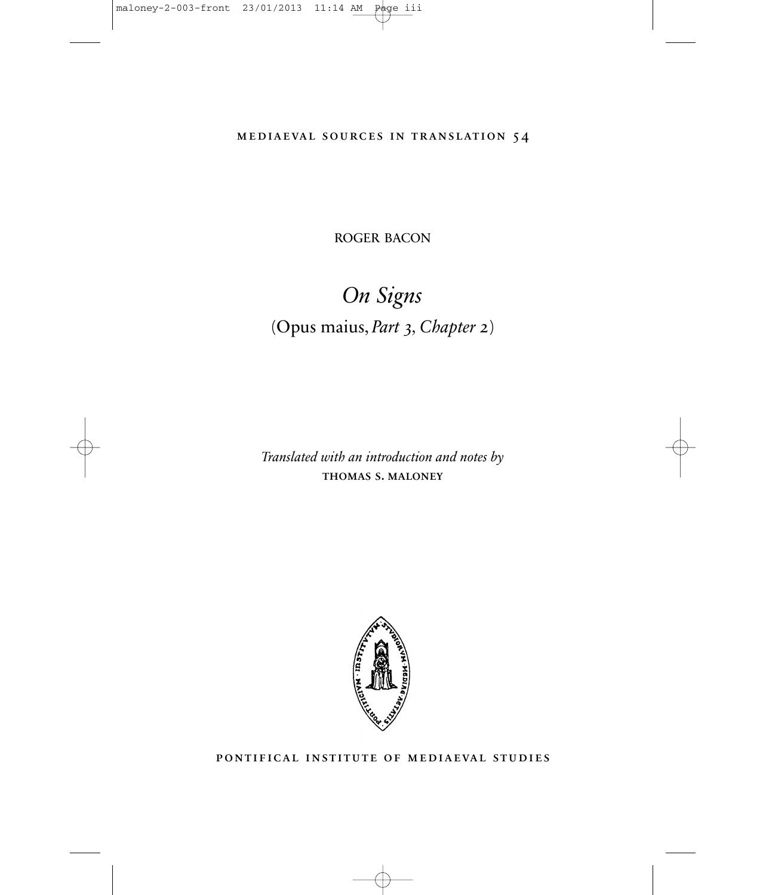MEDIAEVAL SOURCES IN TRANSLATION 54

ROGER BACON

# *On Signs*

(Opus maius, *Part 3, Chapter 2*)

*Translated with an introduction and notes by*
**THOMAS S. MALONEY**

PONTIFICAL INSTITUTE OF MEDIAEVAL STUDIES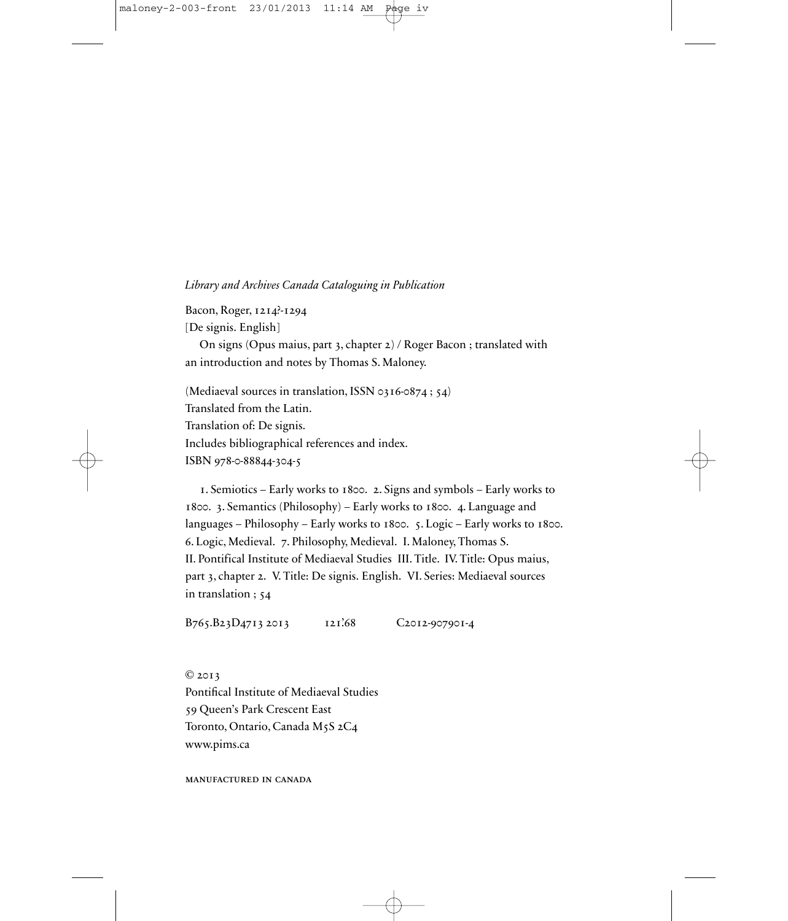*Library and Archives Canada Cataloguing in Publication*

Bacon, Roger, 1214?-1294
[De signis. English]
On signs (Opus maius, part 3, chapter 2) / Roger Bacon ; translated with an introduction and notes by Thomas S. Maloney.

(Mediaeval sources in translation, ISSN 0316-0874 ; 54)
Translated from the Latin.
Translation of: De signis.
Includes bibliographical references and index.
ISBN 978-0-88844-304-5

1. Semiotics – Early works to 1800. 2. Signs and symbols – Early works to 1800. 3. Semantics (Philosophy) – Early works to 1800. 4. Language and languages – Philosophy – Early works to 1800. 5. Logic – Early works to 1800. 6. Logic, Medieval. 7. Philosophy, Medieval. I. Maloney, Thomas S. II. Pontifical Institute of Mediaeval Studies III. Title. IV. Title: Opus maius, part 3, chapter 2. V. Title: De signis. English. VI. Series: Mediaeval sources in translation ; 54

B765.B23D4713 2013    121'.68    C2012-907901-4

© 2013
Pontifical Institute of Mediaeval Studies
59 Queen's Park Crescent East
Toronto, Ontario, Canada M5S 2C4
www.pims.ca

MANUFACTURED IN CANADA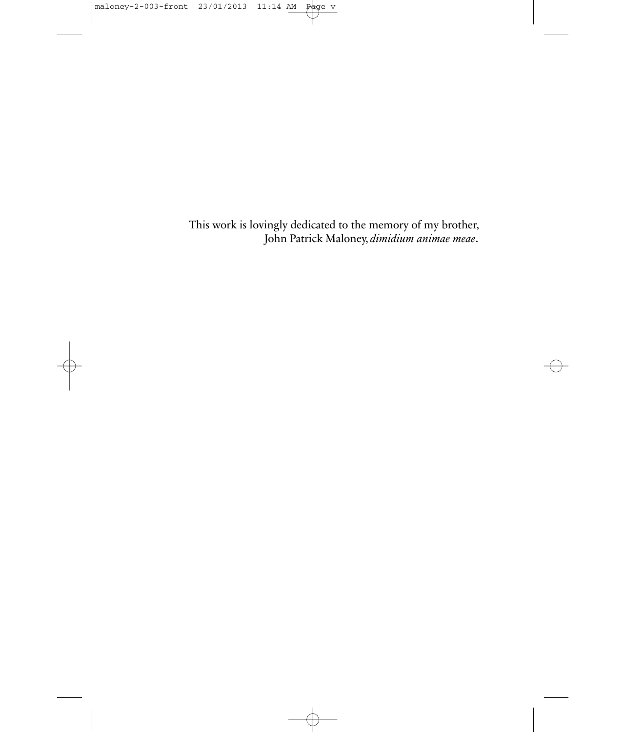This work is lovingly dedicated to the memory of my brother,
John Patrick Maloney, *dimidium animae meae*.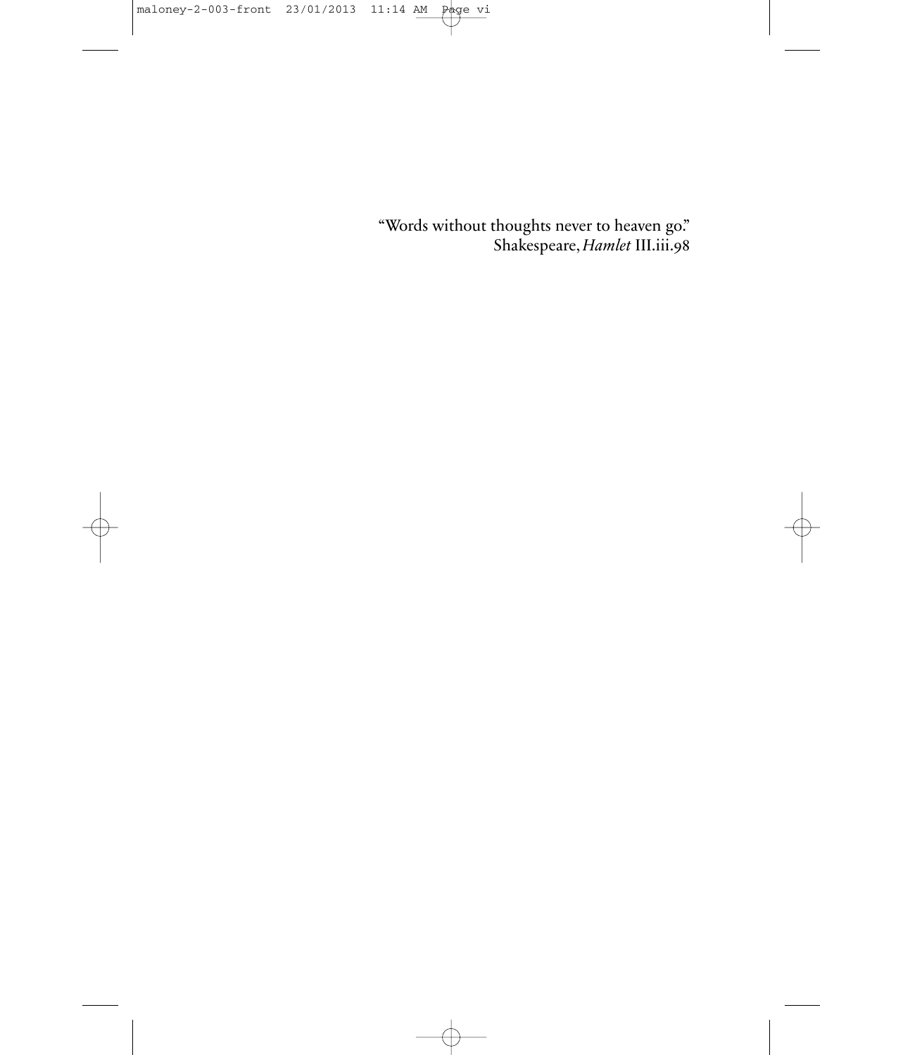"Words without thoughts never to heaven go."
Shakespeare, *Hamlet* III.iii.98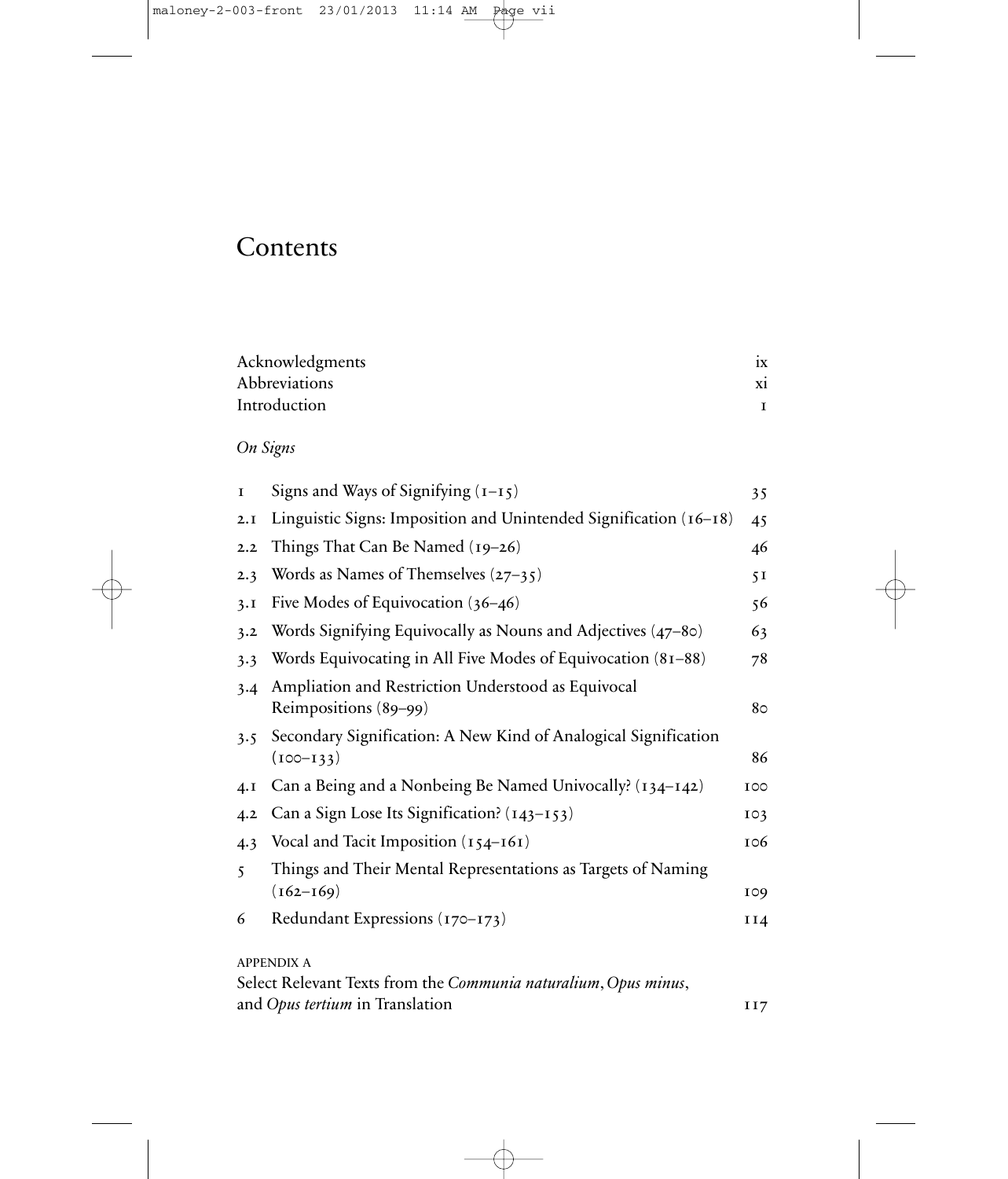# Contents

| | |
|---|---|
| Acknowledgments | ix |
| Abbreviations | xi |
| Introduction | 1 |

*On Signs*

| | | |
|---|---|---|
| 1 | Signs and Ways of Signifying (1–15) | 35 |
| 2.1 | Linguistic Signs: Imposition and Unintended Signification (16–18) | 45 |
| 2.2 | Things That Can Be Named (19–26) | 46 |
| 2.3 | Words as Names of Themselves (27–35) | 51 |
| 3.1 | Five Modes of Equivocation (36–46) | 56 |
| 3.2 | Words Signifying Equivocally as Nouns and Adjectives (47–80) | 63 |
| 3.3 | Words Equivocating in All Five Modes of Equivocation (81–88) | 78 |
| 3.4 | Ampliation and Restriction Understood as Equivocal Reimpositions (89–99) | 80 |
| 3.5 | Secondary Signification: A New Kind of Analogical Signification (100–133) | 86 |
| 4.1 | Can a Being and a Nonbeing Be Named Univocally? (134–142) | 100 |
| 4.2 | Can a Sign Lose Its Signification? (143–153) | 103 |
| 4.3 | Vocal and Tacit Imposition (154–161) | 106 |
| 5 | Things and Their Mental Representations as Targets of Naming (162–169) | 109 |
| 6 | Redundant Expressions (170–173) | 114 |

APPENDIX A

Select Relevant Texts from the *Communia naturalium*, *Opus minus*, and *Opus tertium* in Translation — 117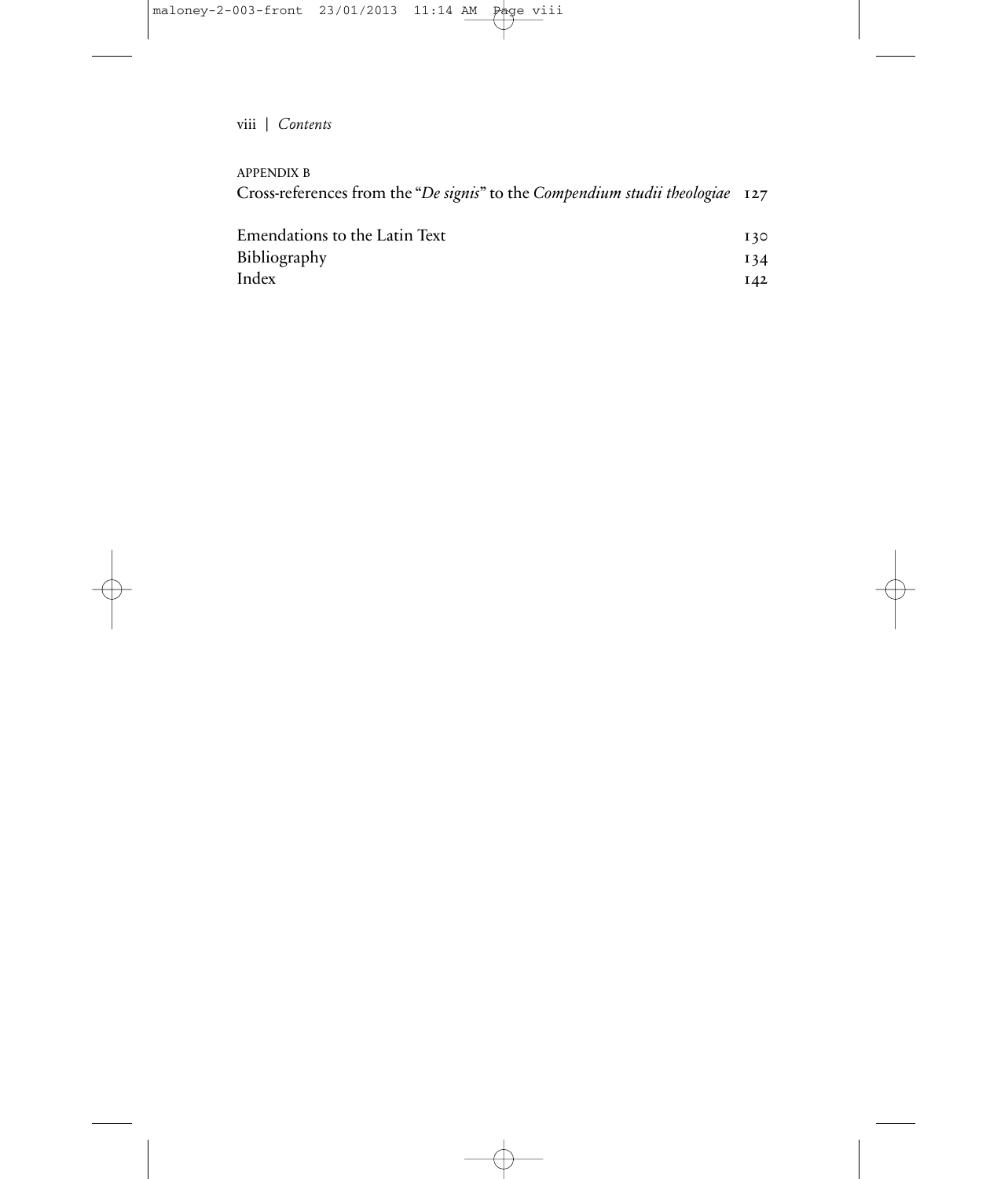APPENDIX B

Cross-references from the "*De signis*" to the *Compendium studii theologiae* 127

Emendations to the Latin Text 130

Bibliography 134

Index 142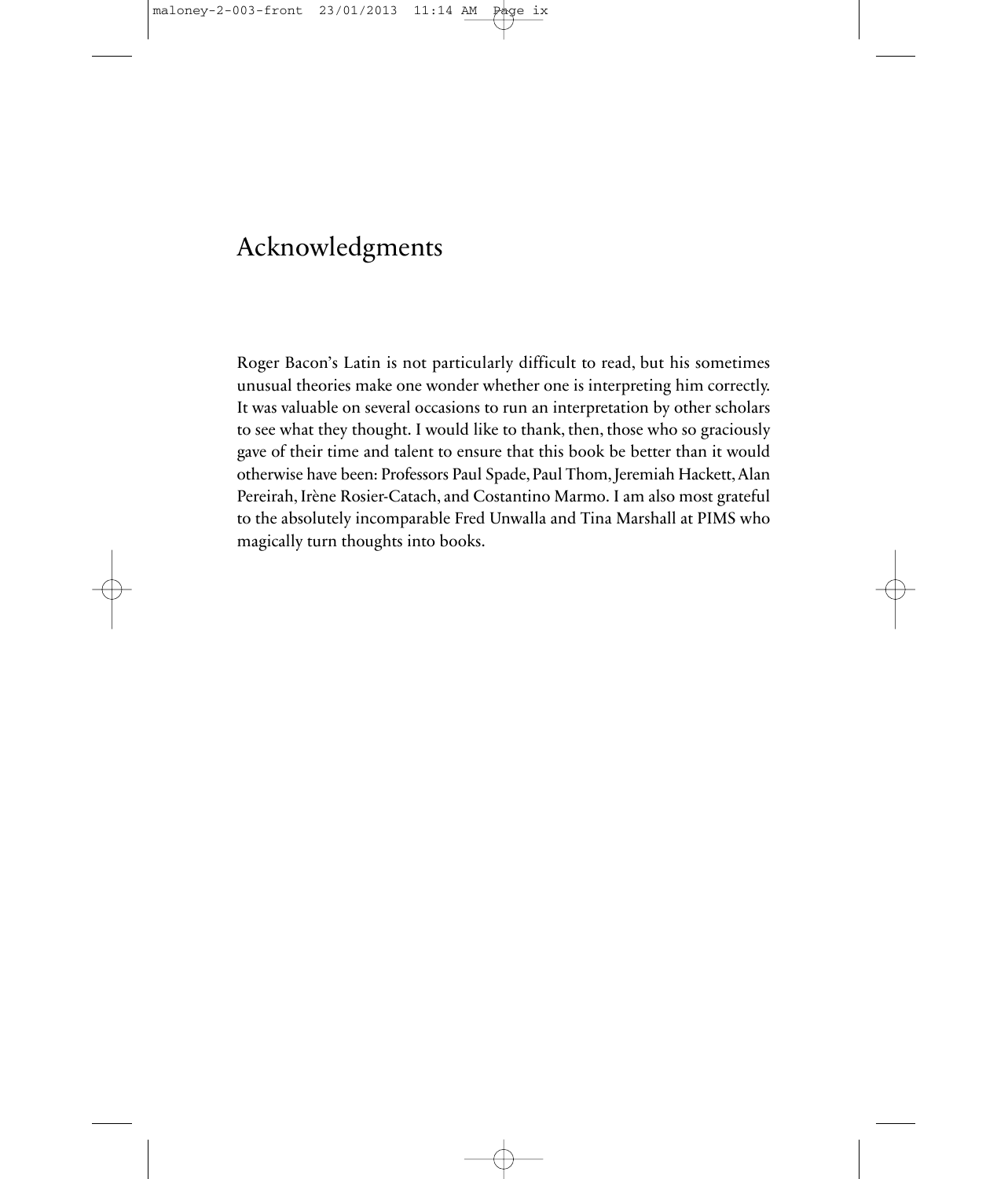# Acknowledgments

Roger Bacon's Latin is not particularly difficult to read, but his sometimes unusual theories make one wonder whether one is interpreting him correctly. It was valuable on several occasions to run an interpretation by other scholars to see what they thought. I would like to thank, then, those who so graciously gave of their time and talent to ensure that this book be better than it would otherwise have been: Professors Paul Spade, Paul Thom, Jeremiah Hackett, Alan Pereirah, Irène Rosier-Catach, and Costantino Marmo. I am also most grateful to the absolutely incomparable Fred Unwalla and Tina Marshall at PIMS who magically turn thoughts into books.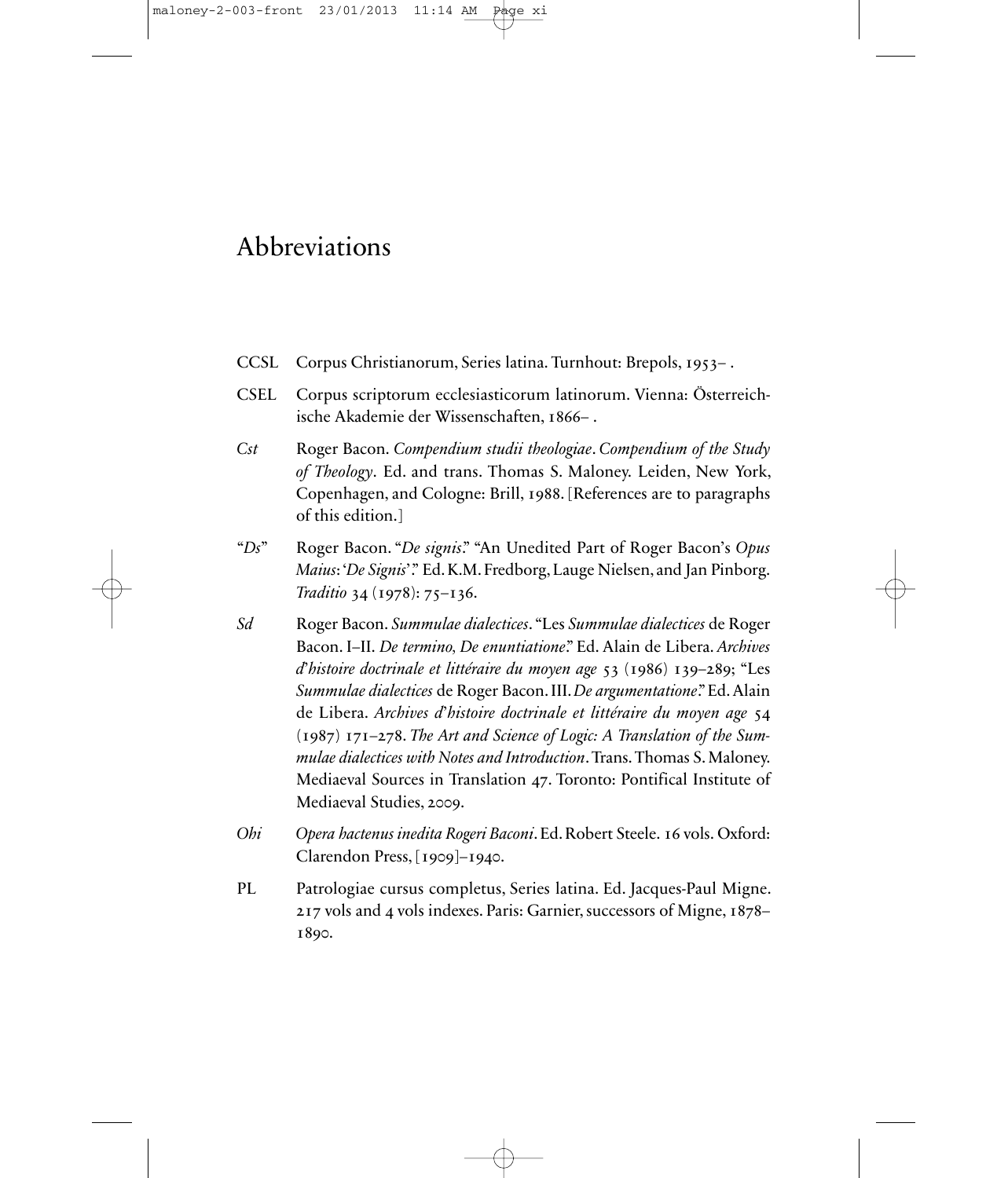# Abbreviations

CCSL Corpus Christianorum, Series latina. Turnhout: Brepols, 1953– .

CSEL Corpus scriptorum ecclesiasticorum latinorum. Vienna: Österreichische Akademie der Wissenschaften, 1866– .

*Cst* Roger Bacon. *Compendium studii theologiae*. *Compendium of the Study of Theology*. Ed. and trans. Thomas S. Maloney. Leiden, New York, Copenhagen, and Cologne: Brill, 1988. [References are to paragraphs of this edition.]

"*Ds*" Roger Bacon. "*De signis*." "An Unedited Part of Roger Bacon's *Opus Maius*: '*De Signis*'." Ed. K.M. Fredborg, Lauge Nielsen, and Jan Pinborg. *Traditio* 34 (1978): 75–136.

*Sd* Roger Bacon. *Summulae dialectices*. "Les *Summulae dialectices* de Roger Bacon. I–II. *De termino, De enuntiatione*." Ed. Alain de Libera. *Archives d'histoire doctrinale et littéraire du moyen age* 53 (1986) 139–289; "Les *Summulae dialectices* de Roger Bacon. III. *De argumentatione*." Ed. Alain de Libera. *Archives d'histoire doctrinale et littéraire du moyen age* 54 (1987) 171–278. *The Art and Science of Logic: A Translation of the Summulae dialectices with Notes and Introduction*. Trans. Thomas S. Maloney. Mediaeval Sources in Translation 47. Toronto: Pontifical Institute of Mediaeval Studies, 2009.

*Ohi* *Opera hactenus inedita Rogeri Baconi*. Ed. Robert Steele. 16 vols. Oxford: Clarendon Press, [1909]–1940.

PL Patrologiae cursus completus, Series latina. Ed. Jacques-Paul Migne. 217 vols and 4 vols indexes. Paris: Garnier, successors of Migne, 1878–1890.